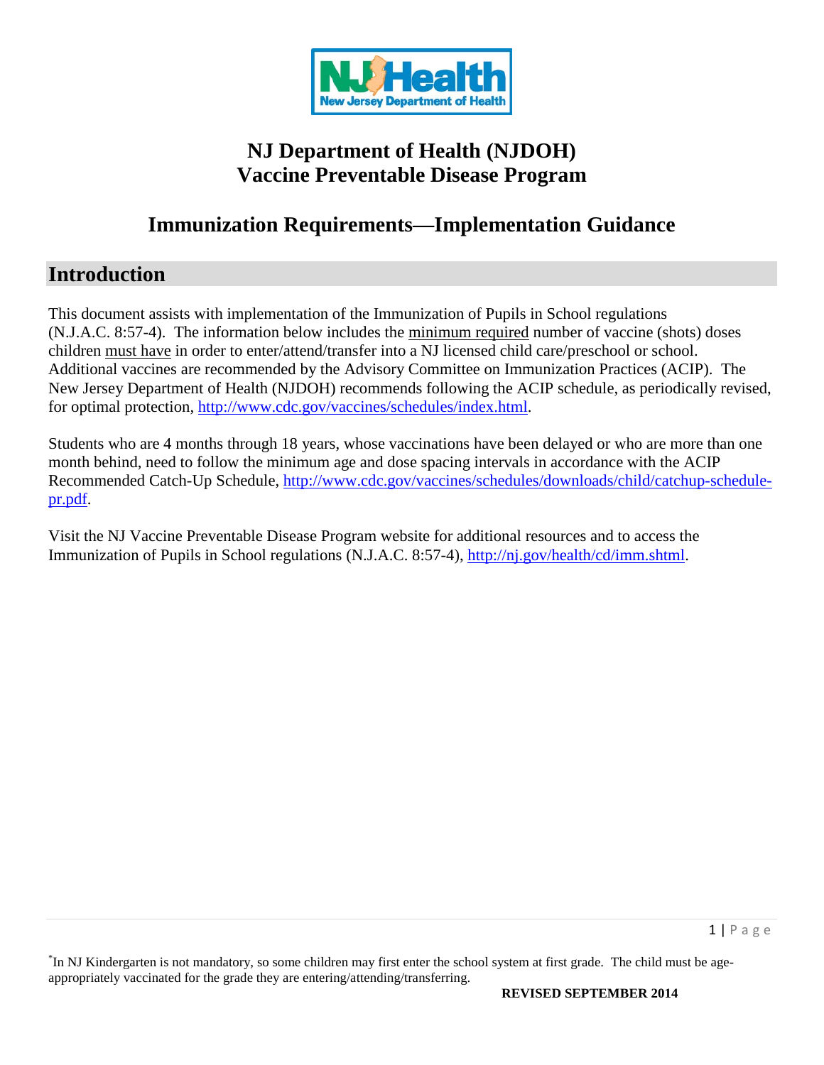# NJ Department of Health (NJDOH)
# Vaccine Preventable Disease Program

## Immunization Requirements—Implementation Guidance

## Introduction

This document assists with implementation of the Immunization of Pupils in School regulations (N.J.A.C. 8:57-4). The information below includes the minimum required number of vaccine (shots) doses children must have in order to enter/attend/transfer into a NJ licensed child care/preschool or school. Additional vaccines are recommended by the Advisory Committee on Immunization Practices (ACIP). The New Jersey Department of Health (NJDOH) recommends following the ACIP schedule, as periodically revised, for optimal protection, http://www.cdc.gov/vaccines/schedules/index.html.

Students who are 4 months through 18 years, whose vaccinations have been delayed or who are more than one month behind, need to follow the minimum age and dose spacing intervals in accordance with the ACIP Recommended Catch-Up Schedule, http://www.cdc.gov/vaccines/schedules/downloads/child/catchup-schedule-pr.pdf.

Visit the NJ Vaccine Preventable Disease Program website for additional resources and to access the Immunization of Pupils in School regulations (N.J.A.C. 8:57-4), http://nj.gov/health/cd/imm.shtml.

*In NJ Kindergarten is not mandatory, so some children may first enter the school system at first grade. The child must be age-appropriately vaccinated for the grade they are entering/attending/transferring.

**REVISED SEPTEMBER 2014**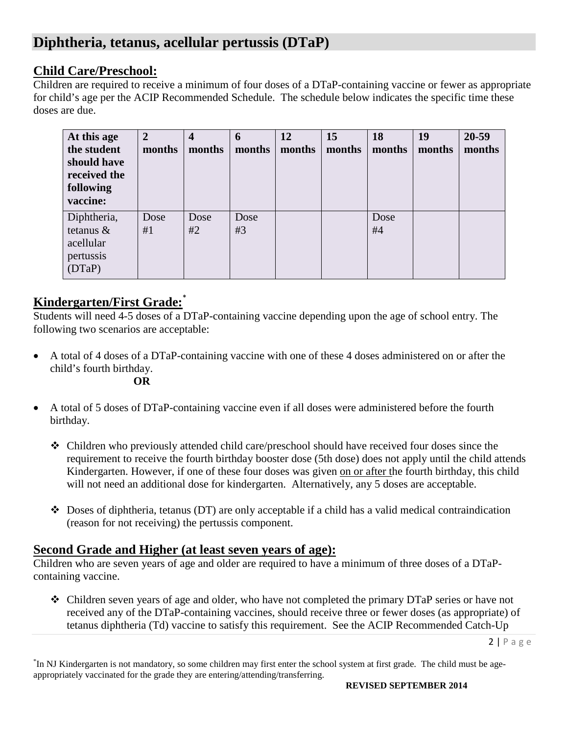## Diphtheria, tetanus, acellular pertussis (DTaP)

### Child Care/Preschool:

Children are required to receive a minimum of four doses of a DTaP-containing vaccine or fewer as appropriate for child's age per the ACIP Recommended Schedule. The schedule below indicates the specific time these doses are due.

| At this age the student should have received the following vaccine: | 2 months | 4 months | 6 months | 12 months | 15 months | 18 months | 19 months | 20-59 months |
|---|---|---|---|---|---|---|---|---|
| Diphtheria, tetanus & acellular pertussis (DTaP) | Dose #1 | Dose #2 | Dose #3 | | | Dose #4 | | |

### Kindergarten/First Grade:*

Students will need 4-5 doses of a DTaP-containing vaccine depending upon the age of school entry. The following two scenarios are acceptable:

- A total of 4 doses of a DTaP-containing vaccine with one of these 4 doses administered on or after the child's fourth birthday.

  **OR**

- A total of 5 doses of DTaP-containing vaccine even if all doses were administered before the fourth birthday.

  - Children who previously attended child care/preschool should have received four doses since the requirement to receive the fourth birthday booster dose (5th dose) does not apply until the child attends Kindergarten. However, if one of these four doses was given on or after the fourth birthday, this child will not need an additional dose for kindergarten. Alternatively, any 5 doses are acceptable.

  - Doses of diphtheria, tetanus (DT) are only acceptable if a child has a valid medical contraindication (reason for not receiving) the pertussis component.

### Second Grade and Higher (at least seven years of age):

Children who are seven years of age and older are required to have a minimum of three doses of a DTaP-containing vaccine.

- Children seven years of age and older, who have not completed the primary DTaP series or have not received any of the DTaP-containing vaccines, should receive three or fewer doses (as appropriate) of tetanus diphtheria (Td) vaccine to satisfy this requirement. See the ACIP Recommended Catch-Up

*In NJ Kindergarten is not mandatory, so some children may first enter the school system at first grade. The child must be age-appropriately vaccinated for the grade they are entering/attending/transferring.

**REVISED SEPTEMBER 2014**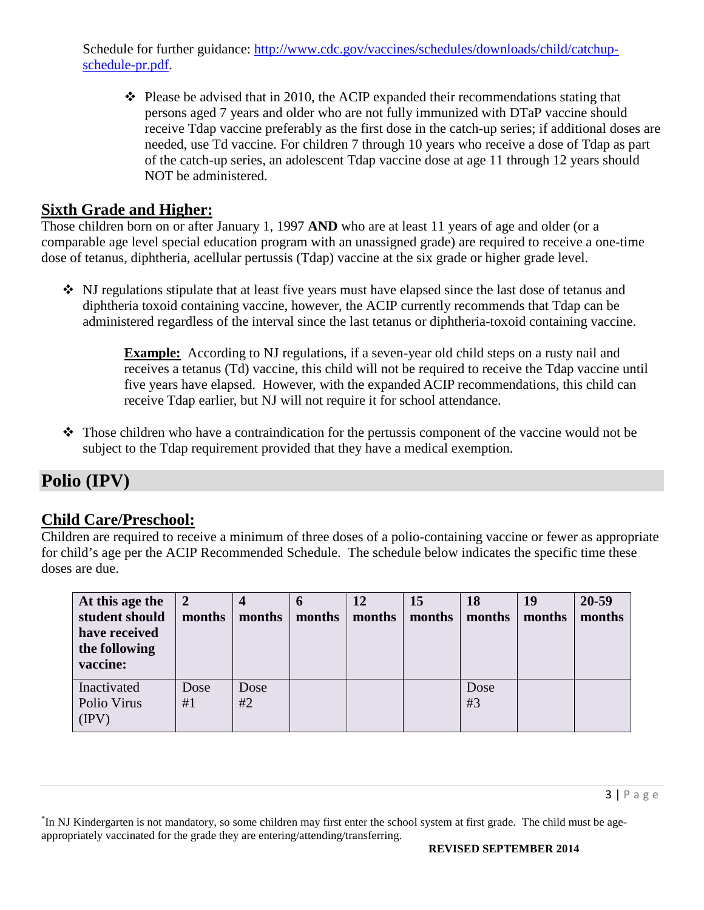Schedule for further guidance: http://www.cdc.gov/vaccines/schedules/downloads/child/catchup-schedule-pr.pdf.

- Please be advised that in 2010, the ACIP expanded their recommendations stating that persons aged 7 years and older who are not fully immunized with DTaP vaccine should receive Tdap vaccine preferably as the first dose in the catch-up series; if additional doses are needed, use Td vaccine. For children 7 through 10 years who receive a dose of Tdap as part of the catch-up series, an adolescent Tdap vaccine dose at age 11 through 12 years should NOT be administered.

## Sixth Grade and Higher:

Those children born on or after January 1, 1997 **AND** who are at least 11 years of age and older (or a comparable age level special education program with an unassigned grade) are required to receive a one-time dose of tetanus, diphtheria, acellular pertussis (Tdap) vaccine at the six grade or higher grade level.

- NJ regulations stipulate that at least five years must have elapsed since the last dose of tetanus and diphtheria toxoid containing vaccine, however, the ACIP currently recommends that Tdap can be administered regardless of the interval since the last tetanus or diphtheria-toxoid containing vaccine.

  **Example:** According to NJ regulations, if a seven-year old child steps on a rusty nail and receives a tetanus (Td) vaccine, this child will not be required to receive the Tdap vaccine until five years have elapsed. However, with the expanded ACIP recommendations, this child can receive Tdap earlier, but NJ will not require it for school attendance.

- Those children who have a contraindication for the pertussis component of the vaccine would not be subject to the Tdap requirement provided that they have a medical exemption.

# Polio (IPV)

## Child Care/Preschool:

Children are required to receive a minimum of three doses of a polio-containing vaccine or fewer as appropriate for child's age per the ACIP Recommended Schedule. The schedule below indicates the specific time these doses are due.

| At this age the student should have received the following vaccine: | 2 months | 4 months | 6 months | 12 months | 15 months | 18 months | 19 months | 20-59 months |
|---|---|---|---|---|---|---|---|---|
| Inactivated Polio Virus (IPV) | Dose #1 | Dose #2 | | | | Dose #3 | | |

*In NJ Kindergarten is not mandatory, so some children may first enter the school system at first grade. The child must be age-appropriately vaccinated for the grade they are entering/attending/transferring.

**REVISED SEPTEMBER 2014**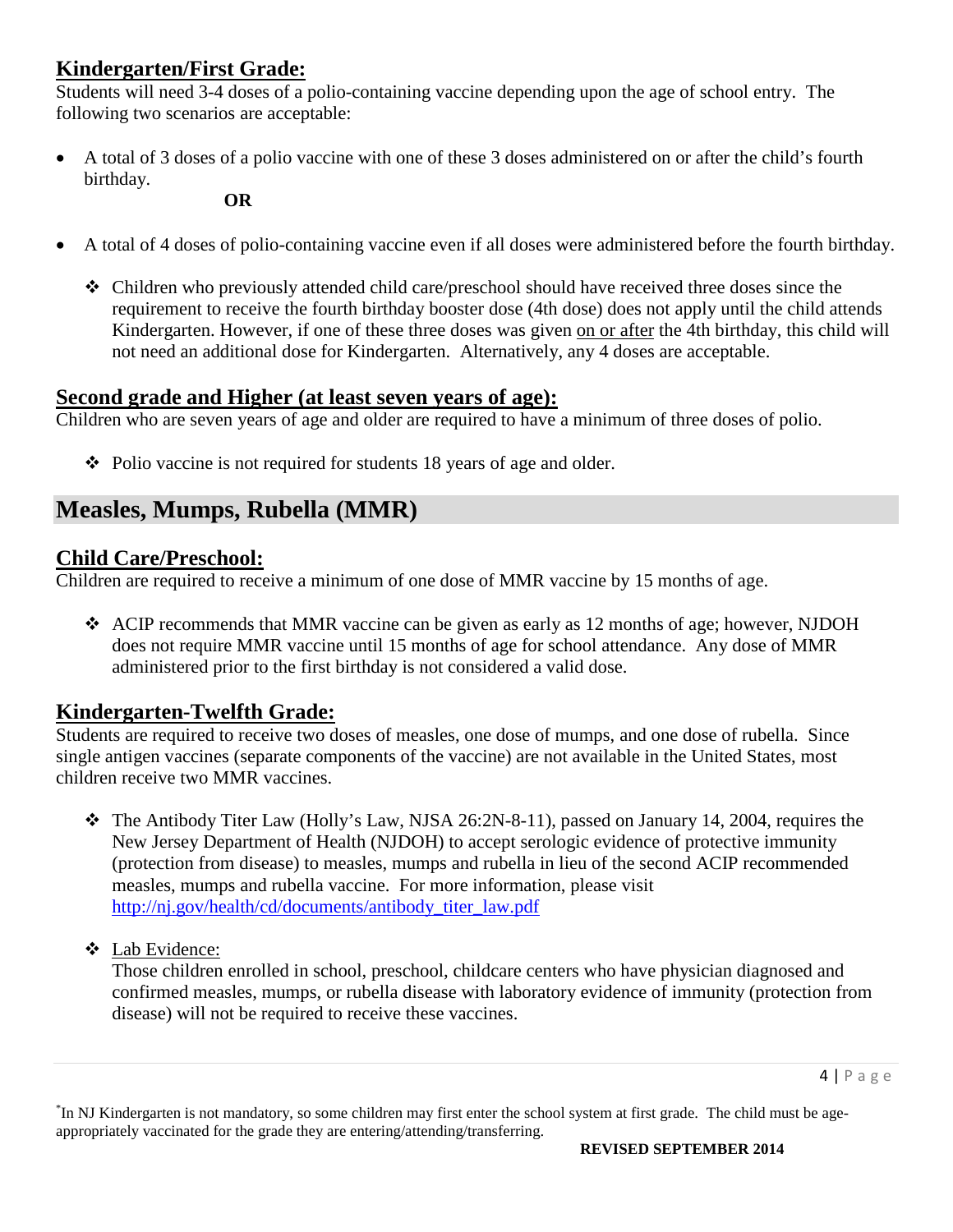## Kindergarten/First Grade:

Students will need 3-4 doses of a polio-containing vaccine depending upon the age of school entry. The following two scenarios are acceptable:

- A total of 3 doses of a polio vaccine with one of these 3 doses administered on or after the child's fourth birthday.

  **OR**

- A total of 4 doses of polio-containing vaccine even if all doses were administered before the fourth birthday.
  - Children who previously attended child care/preschool should have received three doses since the requirement to receive the fourth birthday booster dose (4th dose) does not apply until the child attends Kindergarten. However, if one of these three doses was given on or after the 4th birthday, this child will not need an additional dose for Kindergarten. Alternatively, any 4 doses are acceptable.

## Second grade and Higher (at least seven years of age):

Children who are seven years of age and older are required to have a minimum of three doses of polio.

- Polio vaccine is not required for students 18 years of age and older.

# Measles, Mumps, Rubella (MMR)

## Child Care/Preschool:

Children are required to receive a minimum of one dose of MMR vaccine by 15 months of age.

- ACIP recommends that MMR vaccine can be given as early as 12 months of age; however, NJDOH does not require MMR vaccine until 15 months of age for school attendance. Any dose of MMR administered prior to the first birthday is not considered a valid dose.

## Kindergarten-Twelfth Grade:

Students are required to receive two doses of measles, one dose of mumps, and one dose of rubella. Since single antigen vaccines (separate components of the vaccine) are not available in the United States, most children receive two MMR vaccines.

- The Antibody Titer Law (Holly's Law, NJSA 26:2N-8-11), passed on January 14, 2004, requires the New Jersey Department of Health (NJDOH) to accept serologic evidence of protective immunity (protection from disease) to measles, mumps and rubella in lieu of the second ACIP recommended measles, mumps and rubella vaccine. For more information, please visit http://nj.gov/health/cd/documents/antibody_titer_law.pdf

- Lab Evidence:
  Those children enrolled in school, preschool, childcare centers who have physician diagnosed and confirmed measles, mumps, or rubella disease with laboratory evidence of immunity (protection from disease) will not be required to receive these vaccines.

*In NJ Kindergarten is not mandatory, so some children may first enter the school system at first grade. The child must be age-appropriately vaccinated for the grade they are entering/attending/transferring.

**REVISED SEPTEMBER 2014**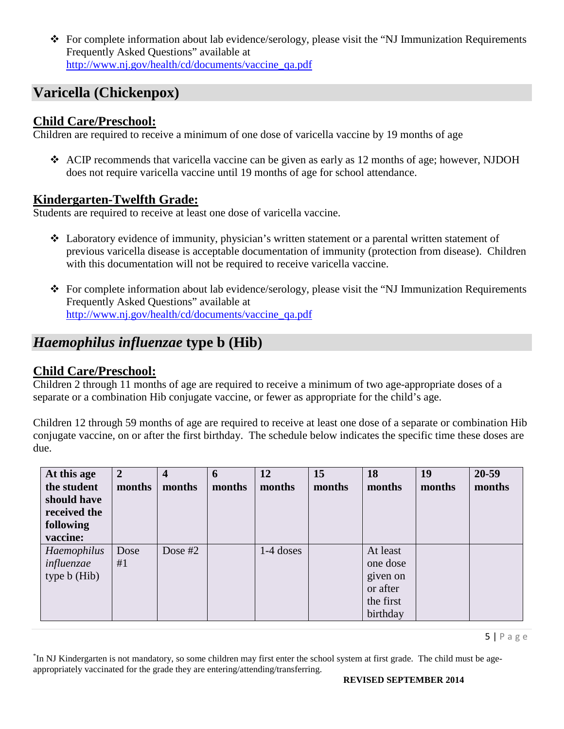- ❖ For complete information about lab evidence/serology, please visit the "NJ Immunization Requirements Frequently Asked Questions" available at http://www.nj.gov/health/cd/documents/vaccine_qa.pdf

## Varicella (Chickenpox)

### Child Care/Preschool:

Children are required to receive a minimum of one dose of varicella vaccine by 19 months of age

- ❖ ACIP recommends that varicella vaccine can be given as early as 12 months of age; however, NJDOH does not require varicella vaccine until 19 months of age for school attendance.

### Kindergarten-Twelfth Grade:

Students are required to receive at least one dose of varicella vaccine.

- ❖ Laboratory evidence of immunity, physician's written statement or a parental written statement of previous varicella disease is acceptable documentation of immunity (protection from disease). Children with this documentation will not be required to receive varicella vaccine.

- ❖ For complete information about lab evidence/serology, please visit the "NJ Immunization Requirements Frequently Asked Questions" available at http://www.nj.gov/health/cd/documents/vaccine_qa.pdf

## *Haemophilus influenzae* type b (Hib)

### Child Care/Preschool:

Children 2 through 11 months of age are required to receive a minimum of two age-appropriate doses of a separate or a combination Hib conjugate vaccine, or fewer as appropriate for the child's age.

Children 12 through 59 months of age are required to receive at least one dose of a separate or combination Hib conjugate vaccine, on or after the first birthday. The schedule below indicates the specific time these doses are due.

| At this age the student should have received the following vaccine: | 2 months | 4 months | 6 months | 12 months | 15 months | 18 months | 19 months | 20-59 months |
|---|---|---|---|---|---|---|---|---|
| *Haemophilus influenzae* type b (Hib) | Dose #1 | Dose #2 | | 1-4 doses | | At least one dose given on or after the first birthday | | |

*In NJ Kindergarten is not mandatory, so some children may first enter the school system at first grade. The child must be age-appropriately vaccinated for the grade they are entering/attending/transferring.

**REVISED SEPTEMBER 2014**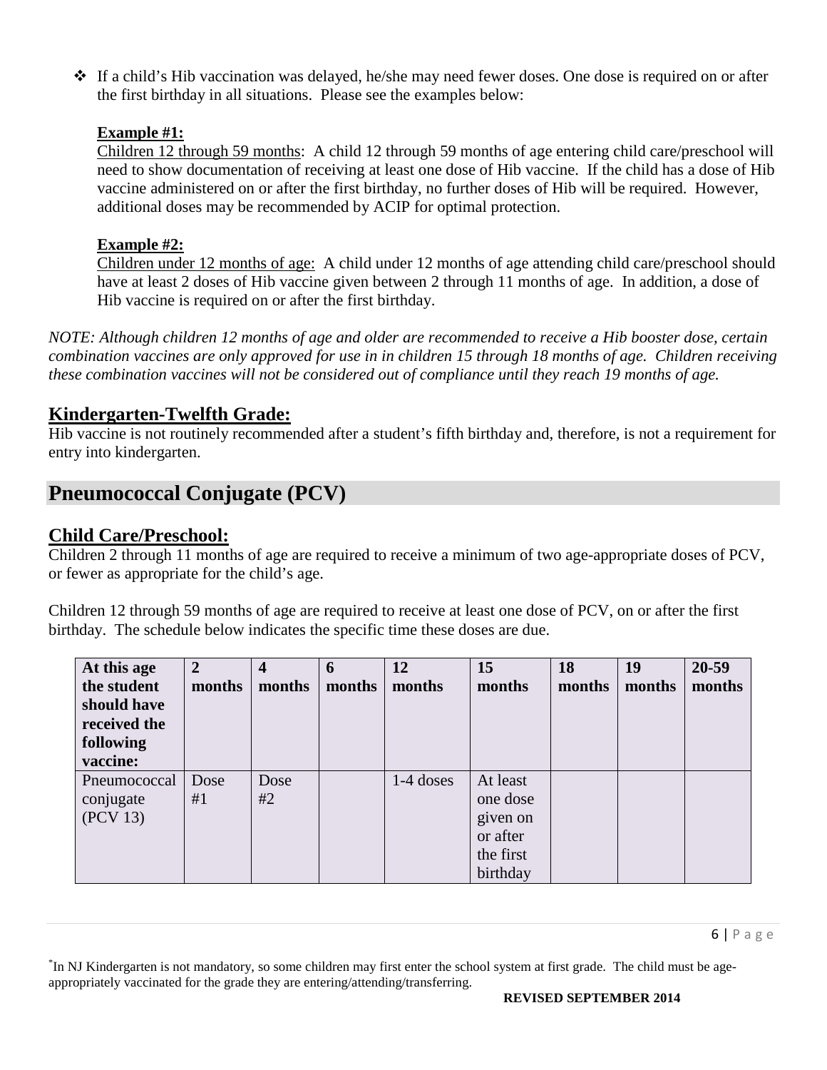- If a child's Hib vaccination was delayed, he/she may need fewer doses. One dose is required on or after the first birthday in all situations. Please see the examples below:

  **Example #1:**
  Children 12 through 59 months: A child 12 through 59 months of age entering child care/preschool will need to show documentation of receiving at least one dose of Hib vaccine. If the child has a dose of Hib vaccine administered on or after the first birthday, no further doses of Hib will be required. However, additional doses may be recommended by ACIP for optimal protection.

  **Example #2:**
  Children under 12 months of age: A child under 12 months of age attending child care/preschool should have at least 2 doses of Hib vaccine given between 2 through 11 months of age. In addition, a dose of Hib vaccine is required on or after the first birthday.

*NOTE: Although children 12 months of age and older are recommended to receive a Hib booster dose, certain combination vaccines are only approved for use in in children 15 through 18 months of age. Children receiving these combination vaccines will not be considered out of compliance until they reach 19 months of age.*

## Kindergarten-Twelfth Grade:

Hib vaccine is not routinely recommended after a student's fifth birthday and, therefore, is not a requirement for entry into kindergarten.

# Pneumococcal Conjugate (PCV)

## Child Care/Preschool:

Children 2 through 11 months of age are required to receive a minimum of two age-appropriate doses of PCV, or fewer as appropriate for the child's age.

Children 12 through 59 months of age are required to receive at least one dose of PCV, on or after the first birthday. The schedule below indicates the specific time these doses are due.

| At this age the student should have received the following vaccine: | 2 months | 4 months | 6 months | 12 months | 15 months | 18 months | 19 months | 20-59 months |
|---|---|---|---|---|---|---|---|---|
| Pneumococcal conjugate (PCV 13) | Dose #1 | Dose #2 | | 1-4 doses | At least one dose given on or after the first birthday | | | |

*In NJ Kindergarten is not mandatory, so some children may first enter the school system at first grade. The child must be age-appropriately vaccinated for the grade they are entering/attending/transferring.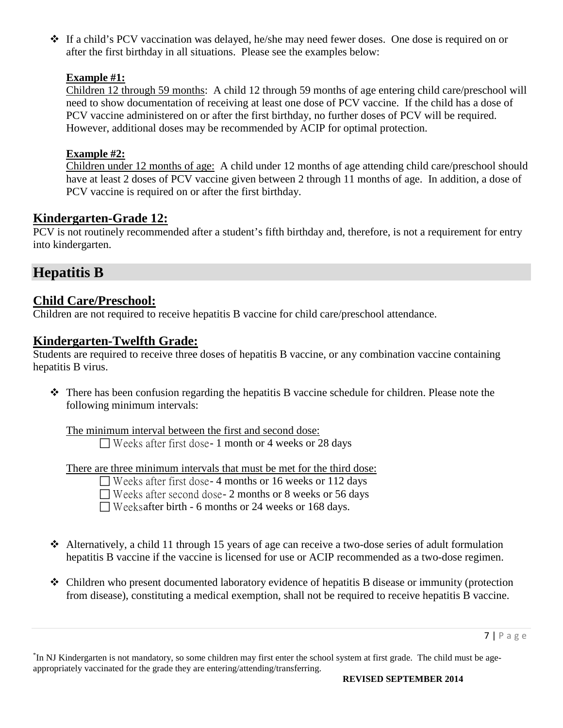- If a child's PCV vaccination was delayed, he/she may need fewer doses. One dose is required on or after the first birthday in all situations. Please see the examples below:

  **Example #1:**
  Children 12 through 59 months: A child 12 through 59 months of age entering child care/preschool will need to show documentation of receiving at least one dose of PCV vaccine. If the child has a dose of PCV vaccine administered on or after the first birthday, no further doses of PCV will be required. However, additional doses may be recommended by ACIP for optimal protection.

  **Example #2:**
  Children under 12 months of age: A child under 12 months of age attending child care/preschool should have at least 2 doses of PCV vaccine given between 2 through 11 months of age. In addition, a dose of PCV vaccine is required on or after the first birthday.

## Kindergarten-Grade 12:

PCV is not routinely recommended after a student's fifth birthday and, therefore, is not a requirement for entry into kindergarten.

# Hepatitis B

## Child Care/Preschool:

Children are not required to receive hepatitis B vaccine for child care/preschool attendance.

## Kindergarten-Twelfth Grade:

Students are required to receive three doses of hepatitis B vaccine, or any combination vaccine containing hepatitis B virus.

- There has been confusion regarding the hepatitis B vaccine schedule for children. Please note the following minimum intervals:

  The minimum interval between the first and second dose:
  - Weeks after first dose- 1 month or 4 weeks or 28 days

  There are three minimum intervals that must be met for the third dose:
  - Weeks after first dose- 4 months or 16 weeks or 112 days
  - Weeks after second dose- 2 months or 8 weeks or 56 days
  - Weeksafter birth - 6 months or 24 weeks or 168 days.

- Alternatively, a child 11 through 15 years of age can receive a two-dose series of adult formulation hepatitis B vaccine if the vaccine is licensed for use or ACIP recommended as a two-dose regimen.

- Children who present documented laboratory evidence of hepatitis B disease or immunity (protection from disease), constituting a medical exemption, shall not be required to receive hepatitis B vaccine.

*In NJ Kindergarten is not mandatory, so some children may first enter the school system at first grade. The child must be age-appropriately vaccinated for the grade they are entering/attending/transferring.

**REVISED SEPTEMBER 2014**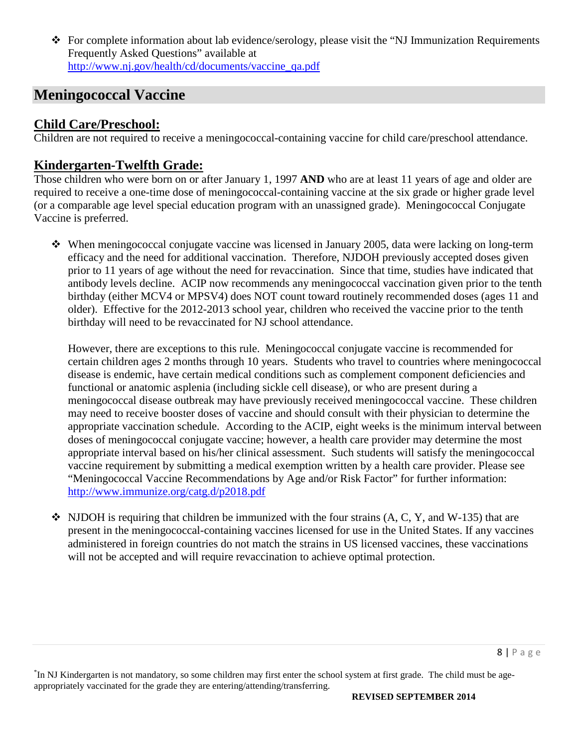- For complete information about lab evidence/serology, please visit the "NJ Immunization Requirements Frequently Asked Questions" available at http://www.nj.gov/health/cd/documents/vaccine_qa.pdf

## Meningococcal Vaccine

### Child Care/Preschool:

Children are not required to receive a meningococcal-containing vaccine for child care/preschool attendance.

### Kindergarten-Twelfth Grade:

Those children who were born on or after January 1, 1997 **AND** who are at least 11 years of age and older are required to receive a one-time dose of meningococcal-containing vaccine at the six grade or higher grade level (or a comparable age level special education program with an unassigned grade). Meningococcal Conjugate Vaccine is preferred.

- When meningococcal conjugate vaccine was licensed in January 2005, data were lacking on long-term efficacy and the need for additional vaccination. Therefore, NJDOH previously accepted doses given prior to 11 years of age without the need for revaccination. Since that time, studies have indicated that antibody levels decline. ACIP now recommends any meningococcal vaccination given prior to the tenth birthday (either MCV4 or MPSV4) does NOT count toward routinely recommended doses (ages 11 and older). Effective for the 2012-2013 school year, children who received the vaccine prior to the tenth birthday will need to be revaccinated for NJ school attendance.

  However, there are exceptions to this rule. Meningococcal conjugate vaccine is recommended for certain children ages 2 months through 10 years. Students who travel to countries where meningococcal disease is endemic, have certain medical conditions such as complement component deficiencies and functional or anatomic asplenia (including sickle cell disease), or who are present during a meningococcal disease outbreak may have previously received meningococcal vaccine. These children may need to receive booster doses of vaccine and should consult with their physician to determine the appropriate vaccination schedule. According to the ACIP, eight weeks is the minimum interval between doses of meningococcal conjugate vaccine; however, a health care provider may determine the most appropriate interval based on his/her clinical assessment. Such students will satisfy the meningococcal vaccine requirement by submitting a medical exemption written by a health care provider. Please see "Meningococcal Vaccine Recommendations by Age and/or Risk Factor" for further information: http://www.immunize.org/catg.d/p2018.pdf

- NJDOH is requiring that children be immunized with the four strains (A, C, Y, and W-135) that are present in the meningococcal-containing vaccines licensed for use in the United States. If any vaccines administered in foreign countries do not match the strains in US licensed vaccines, these vaccinations will not be accepted and will require revaccination to achieve optimal protection.

[*] In NJ Kindergarten is not mandatory, so some children may first enter the school system at first grade. The child must be age-appropriately vaccinated for the grade they are entering/attending/transferring.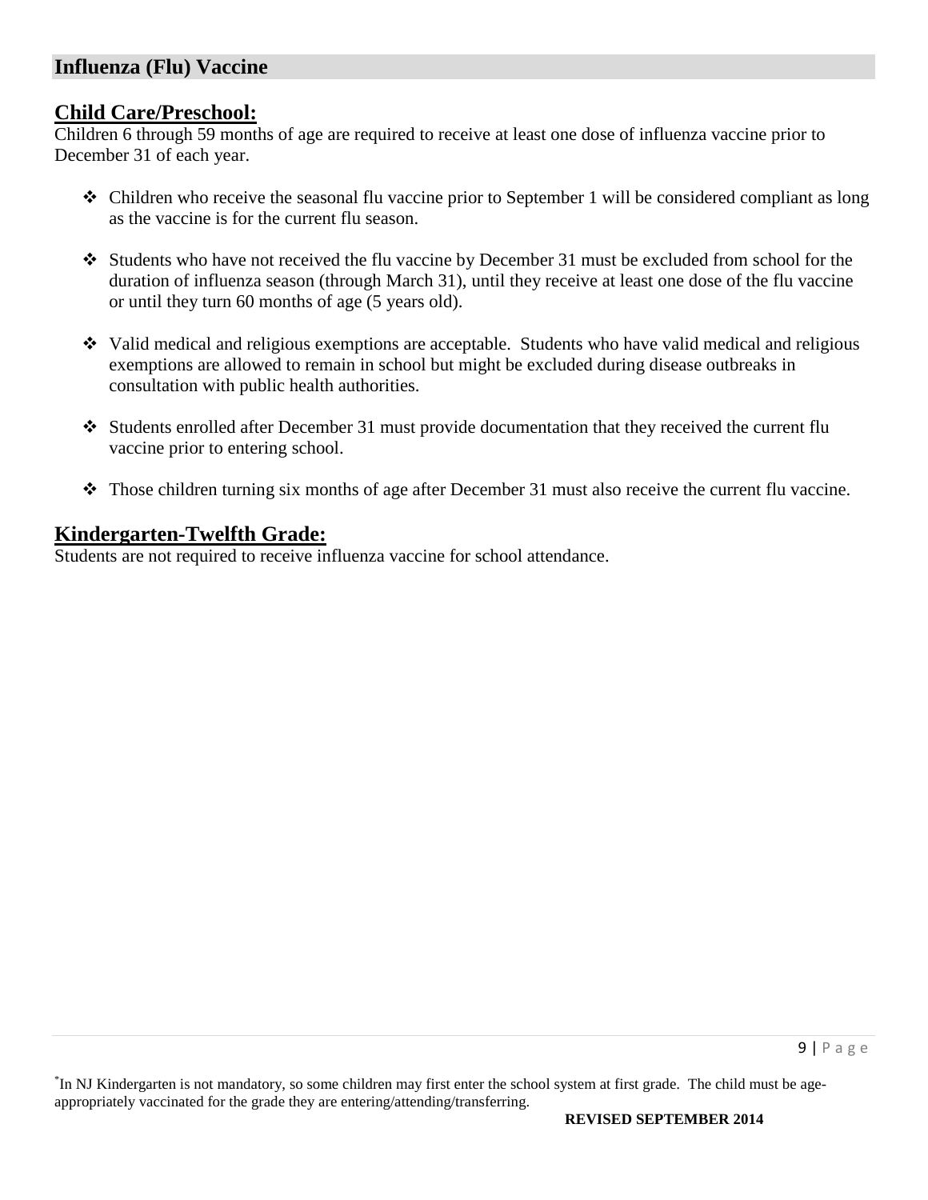## Influenza (Flu) Vaccine

### Child Care/Preschool:

Children 6 through 59 months of age are required to receive at least one dose of influenza vaccine prior to December 31 of each year.

- Children who receive the seasonal flu vaccine prior to September 1 will be considered compliant as long as the vaccine is for the current flu season.
- Students who have not received the flu vaccine by December 31 must be excluded from school for the duration of influenza season (through March 31), until they receive at least one dose of the flu vaccine or until they turn 60 months of age (5 years old).
- Valid medical and religious exemptions are acceptable. Students who have valid medical and religious exemptions are allowed to remain in school but might be excluded during disease outbreaks in consultation with public health authorities.
- Students enrolled after December 31 must provide documentation that they received the current flu vaccine prior to entering school.
- Those children turning six months of age after December 31 must also receive the current flu vaccine.

### Kindergarten-Twelfth Grade:

Students are not required to receive influenza vaccine for school attendance.

*In NJ Kindergarten is not mandatory, so some children may first enter the school system at first grade. The child must be age-appropriately vaccinated for the grade they are entering/attending/transferring.

**REVISED SEPTEMBER 2014**